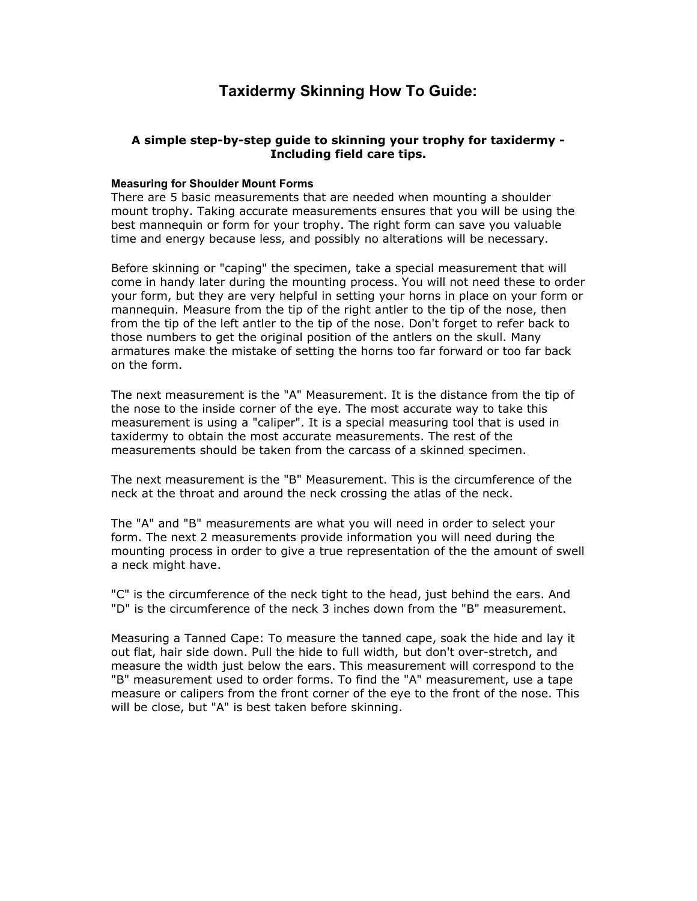# Taxidermy Skinning How To Guide:

**A simple step-by-step guide to skinning your trophy for taxidermy - Including field care tips.**

### Measuring for Shoulder Mount Forms

There are 5 basic measurements that are needed when mounting a shoulder mount trophy. Taking accurate measurements ensures that you will be using the best mannequin or form for your trophy. The right form can save you valuable time and energy because less, and possibly no alterations will be necessary.

Before skinning or "caping" the specimen, take a special measurement that will come in handy later during the mounting process. You will not need these to order your form, but they are very helpful in setting your horns in place on your form or mannequin. Measure from the tip of the right antler to the tip of the nose, then from the tip of the left antler to the tip of the nose. Don't forget to refer back to those numbers to get the original position of the antlers on the skull. Many armatures make the mistake of setting the horns too far forward or too far back on the form.

The next measurement is the "A" Measurement. It is the distance from the tip of the nose to the inside corner of the eye. The most accurate way to take this measurement is using a "caliper". It is a special measuring tool that is used in taxidermy to obtain the most accurate measurements. The rest of the measurements should be taken from the carcass of a skinned specimen.

The next measurement is the "B" Measurement. This is the circumference of the neck at the throat and around the neck crossing the atlas of the neck.

The "A" and "B" measurements are what you will need in order to select your form. The next 2 measurements provide information you will need during the mounting process in order to give a true representation of the the amount of swell a neck might have.

"C" is the circumference of the neck tight to the head, just behind the ears. And "D" is the circumference of the neck 3 inches down from the "B" measurement.

Measuring a Tanned Cape: To measure the tanned cape, soak the hide and lay it out flat, hair side down. Pull the hide to full width, but don't over-stretch, and measure the width just below the ears. This measurement will correspond to the "B" measurement used to order forms. To find the "A" measurement, use a tape measure or calipers from the front corner of the eye to the front of the nose. This will be close, but "A" is best taken before skinning.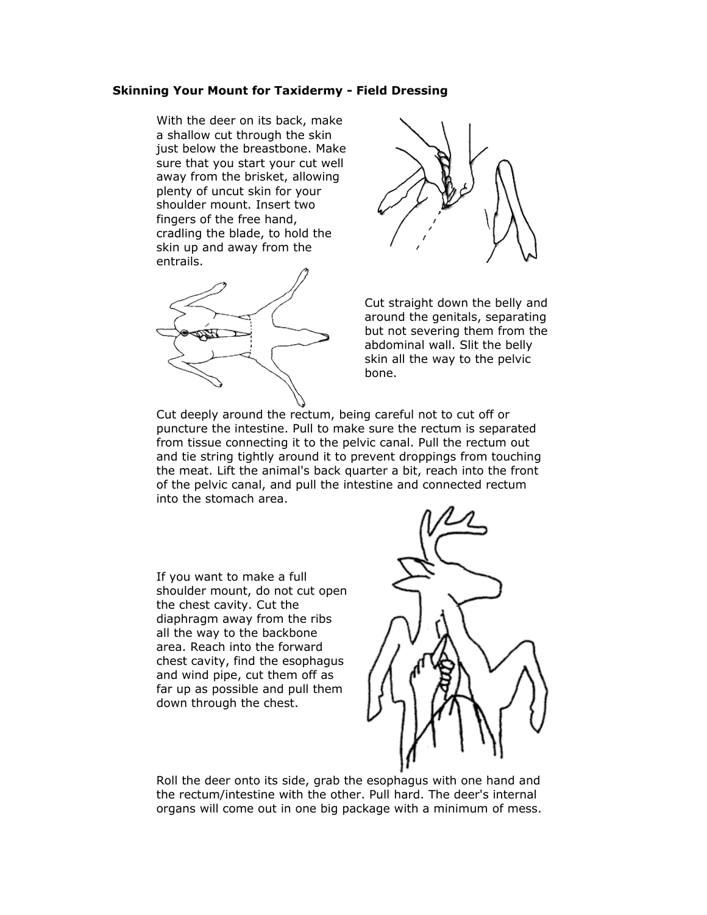**Skinning Your Mount for Taxidermy - Field Dressing**

With the deer on its back, make a shallow cut through the skin just below the breastbone. Make sure that you start your cut well away from the brisket, allowing plenty of uncut skin for your shoulder mount. Insert two fingers of the free hand, cradling the blade, to hold the skin up and away from the entrails.

Cut straight down the belly and around the genitals, separating but not severing them from the abdominal wall. Slit the belly skin all the way to the pelvic bone.

Cut deeply around the rectum, being careful not to cut off or puncture the intestine. Pull to make sure the rectum is separated from tissue connecting it to the pelvic canal. Pull the rectum out and tie string tightly around it to prevent droppings from touching the meat. Lift the animal's back quarter a bit, reach into the front of the pelvic canal, and pull the intestine and connected rectum into the stomach area.

If you want to make a full shoulder mount, do not cut open the chest cavity. Cut the diaphragm away from the ribs all the way to the backbone area. Reach into the forward chest cavity, find the esophagus and wind pipe, cut them off as far up as possible and pull them down through the chest.

Roll the deer onto its side, grab the esophagus with one hand and the rectum/intestine with the other. Pull hard. The deer's internal organs will come out in one big package with a minimum of mess.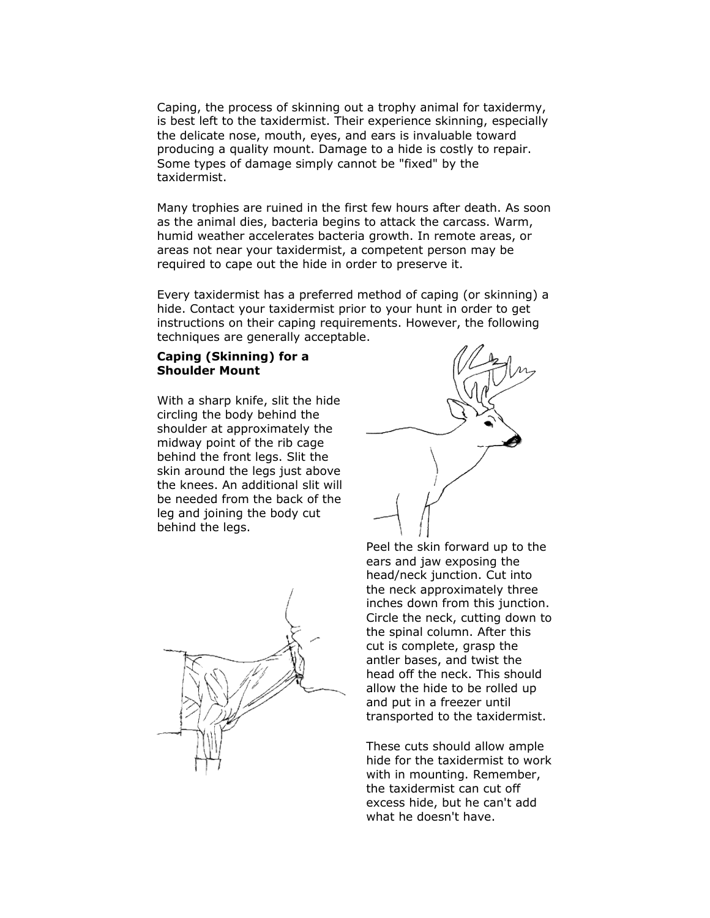Caping, the process of skinning out a trophy animal for taxidermy, is best left to the taxidermist. Their experience skinning, especially the delicate nose, mouth, eyes, and ears is invaluable toward producing a quality mount. Damage to a hide is costly to repair. Some types of damage simply cannot be "fixed" by the taxidermist.

Many trophies are ruined in the first few hours after death. As soon as the animal dies, bacteria begins to attack the carcass. Warm, humid weather accelerates bacteria growth. In remote areas, or areas not near your taxidermist, a competent person may be required to cape out the hide in order to preserve it.

Every taxidermist has a preferred method of caping (or skinning) a hide. Contact your taxidermist prior to your hunt in order to get instructions on their caping requirements. However, the following techniques are generally acceptable.

**Caping (Skinning) for a Shoulder Mount**

With a sharp knife, slit the hide circling the body behind the shoulder at approximately the midway point of the rib cage behind the front legs. Slit the skin around the legs just above the knees. An additional slit will be needed from the back of the leg and joining the body cut behind the legs.

Peel the skin forward up to the ears and jaw exposing the head/neck junction. Cut into the neck approximately three inches down from this junction. Circle the neck, cutting down to the spinal column. After this cut is complete, grasp the antler bases, and twist the head off the neck. This should allow the hide to be rolled up and put in a freezer until transported to the taxidermist.

These cuts should allow ample hide for the taxidermist to work with in mounting. Remember, the taxidermist can cut off excess hide, but he can't add what he doesn't have.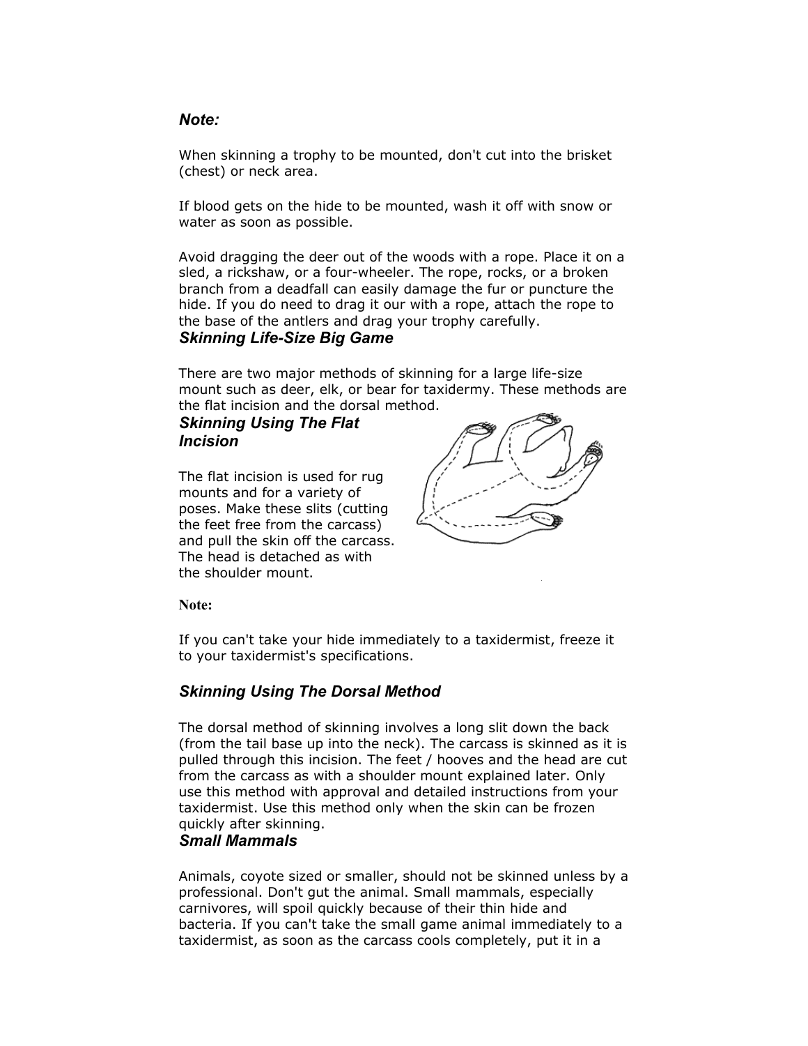***Note:***

When skinning a trophy to be mounted, don't cut into the brisket (chest) or neck area.

If blood gets on the hide to be mounted, wash it off with snow or water as soon as possible.

Avoid dragging the deer out of the woods with a rope. Place it on a sled, a rickshaw, or a four-wheeler. The rope, rocks, or a broken branch from a deadfall can easily damage the fur or puncture the hide. If you do need to drag it our with a rope, attach the rope to the base of the antlers and drag your trophy carefully.

### *Skinning Life-Size Big Game*

There are two major methods of skinning for a large life-size mount such as deer, elk, or bear for taxidermy. These methods are the flat incision and the dorsal method.

### *Skinning Using The Flat Incision*

The flat incision is used for rug mounts and for a variety of poses. Make these slits (cutting the feet free from the carcass) and pull the skin off the carcass. The head is detached as with the shoulder mount.

**Note:**

If you can't take your hide immediately to a taxidermist, freeze it to your taxidermist's specifications.

### *Skinning Using The Dorsal Method*

The dorsal method of skinning involves a long slit down the back (from the tail base up into the neck). The carcass is skinned as it is pulled through this incision. The feet / hooves and the head are cut from the carcass as with a shoulder mount explained later. Only use this method with approval and detailed instructions from your taxidermist. Use this method only when the skin can be frozen quickly after skinning.

### *Small Mammals*

Animals, coyote sized or smaller, should not be skinned unless by a professional. Don't gut the animal. Small mammals, especially carnivores, will spoil quickly because of their thin hide and bacteria. If you can't take the small game animal immediately to a taxidermist, as soon as the carcass cools completely, put it in a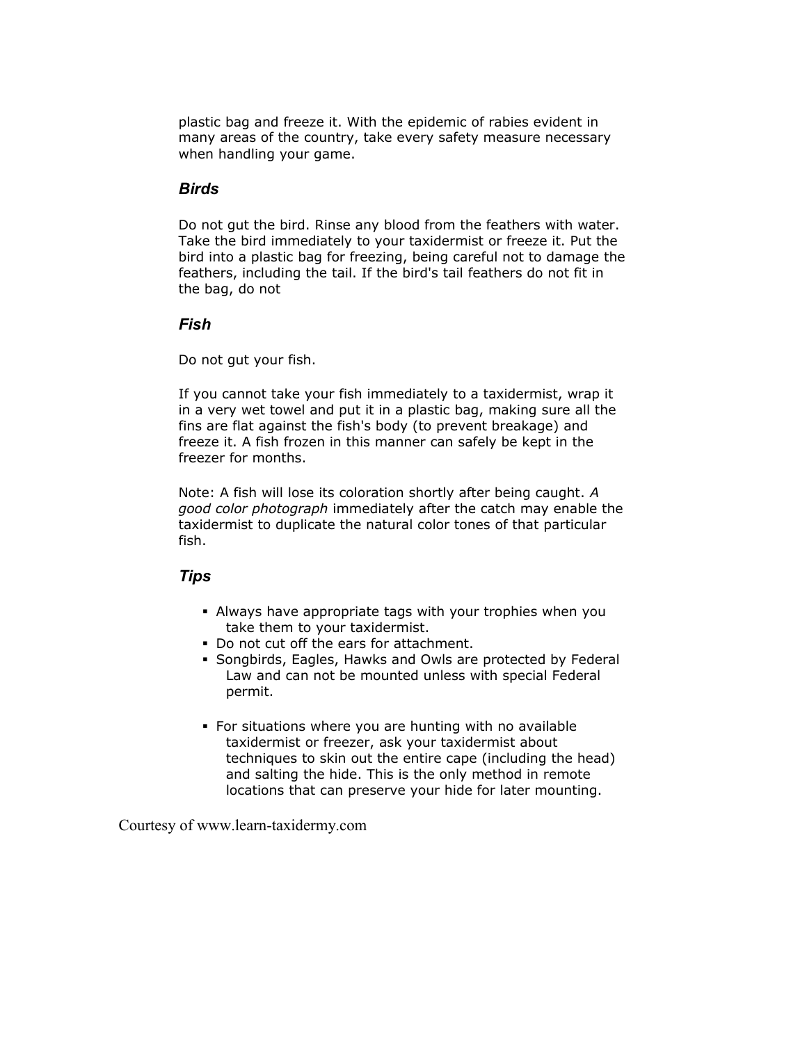plastic bag and freeze it. With the epidemic of rabies evident in many areas of the country, take every safety measure necessary when handling your game.

### *Birds*

Do not gut the bird. Rinse any blood from the feathers with water. Take the bird immediately to your taxidermist or freeze it. Put the bird into a plastic bag for freezing, being careful not to damage the feathers, including the tail. If the bird's tail feathers do not fit in the bag, do not

### *Fish*

Do not gut your fish.

If you cannot take your fish immediately to a taxidermist, wrap it in a very wet towel and put it in a plastic bag, making sure all the fins are flat against the fish's body (to prevent breakage) and freeze it. A fish frozen in this manner can safely be kept in the freezer for months.

Note: A fish will lose its coloration shortly after being caught. *A good color photograph* immediately after the catch may enable the taxidermist to duplicate the natural color tones of that particular fish.

### *Tips*

- Always have appropriate tags with your trophies when you take them to your taxidermist.
- Do not cut off the ears for attachment.
- Songbirds, Eagles, Hawks and Owls are protected by Federal Law and can not be mounted unless with special Federal permit.
- For situations where you are hunting with no available taxidermist or freezer, ask your taxidermist about techniques to skin out the entire cape (including the head) and salting the hide. This is the only method in remote locations that can preserve your hide for later mounting.

Courtesy of www.learn-taxidermy.com